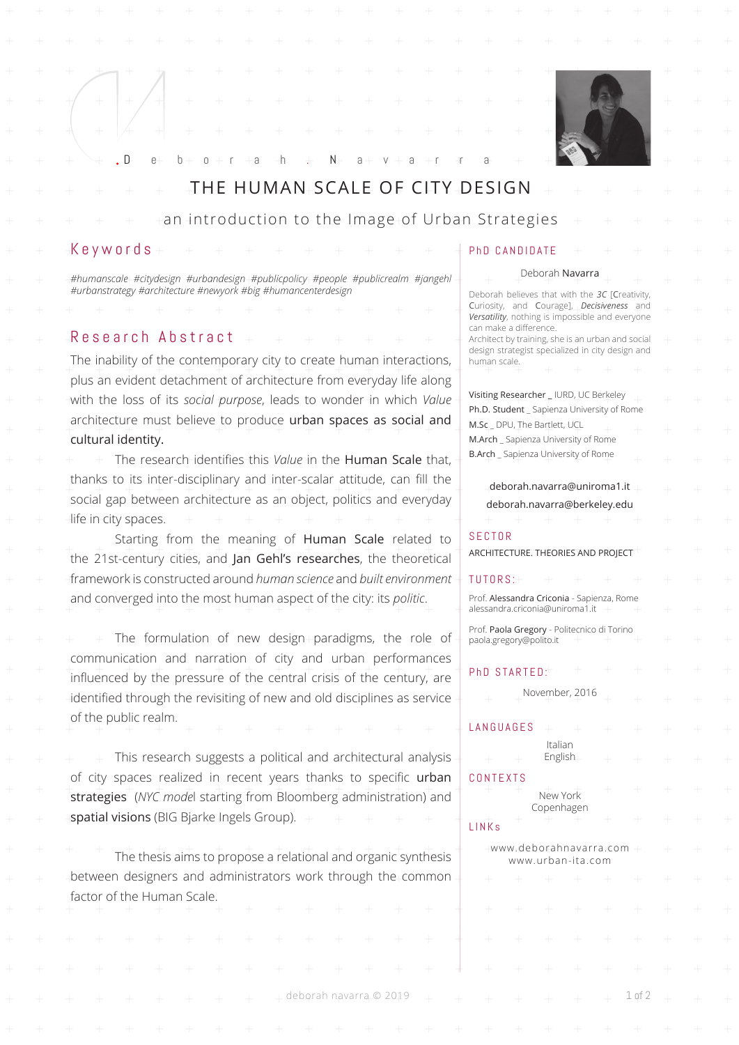.Deborah.Navarra

# THE HUMAN SCALE OF CITY DESIGN

## an introduction to the Image of Urban Strategies

## Keywords

*#humanscale #citydesign #urbandesign #publicpolicy #people #publicrealm #jangehl #urbanstrategy #architecture #newyork #big #humancenterdesign*

## Research Abstract

The inability of the contemporary city to create human interactions, plus an evident detachment of architecture from everyday life along with the loss of its *social purpose*, leads to wonder in which *Value* architecture must believe to produce urban spaces as social and cultural identity.

The research identifies this *Value* in the Human Scale that, thanks to its inter-disciplinary and inter-scalar attitude, can fill the social gap between architecture as an object, politics and everyday life in city spaces.

Starting from the meaning of Human Scale related to the 21st-century cities, and Jan Gehl's researches, the theoretical framework is constructed around *human science* and *built environment* and converged into the most human aspect of the city: its *politic*.

The formulation of new design paradigms, the role of communication and narration of city and urban performances influenced by the pressure of the central crisis of the century, are identified through the revisiting of new and old disciplines as service of the public realm.

This research suggests a political and architectural analysis of city spaces realized in recent years thanks to specific urban strategies (*NYC model* starting from Bloomberg administration) and spatial visions (BIG Bjarke Ingels Group).

The thesis aims to propose a relational and organic synthesis between designers and administrators work through the common factor of the Human Scale.

## PhD CANDIDATE

Deborah **Navarra**

Deborah believes that with the *3C* [Creativity, Curiosity, and Courage], ***Decisiveness*** and ***Versatility***, nothing is impossible and everyone can make a difference.
Architect by training, she is an urban and social design strategist specialized in city design and human scale.

Visiting Researcher _ IURD, UC Berkeley
Ph.D. Student _ Sapienza University of Rome
M.Sc _ DPU, The Bartlett, UCL
M.Arch _ Sapienza University of Rome
B.Arch _ Sapienza University of Rome

deborah.navarra@uniroma1.it
deborah.navarra@berkeley.edu

## SECTOR

ARCHITECTURE. THEORIES AND PROJECT

## TUTORS:

Prof. Alessandra Criconia - Sapienza, Rome
alessandra.criconia@uniroma1.it

Prof. Paola Gregory - Politecnico di Torino
paola.gregory@polito.it

## PhD STARTED:

November, 2016

## LANGUAGES

Italian
English

## CONTEXTS

New York
Copenhagen

## LINKs

www.deborahnavarra.com
www.urban-ita.com

deborah navarra © 2019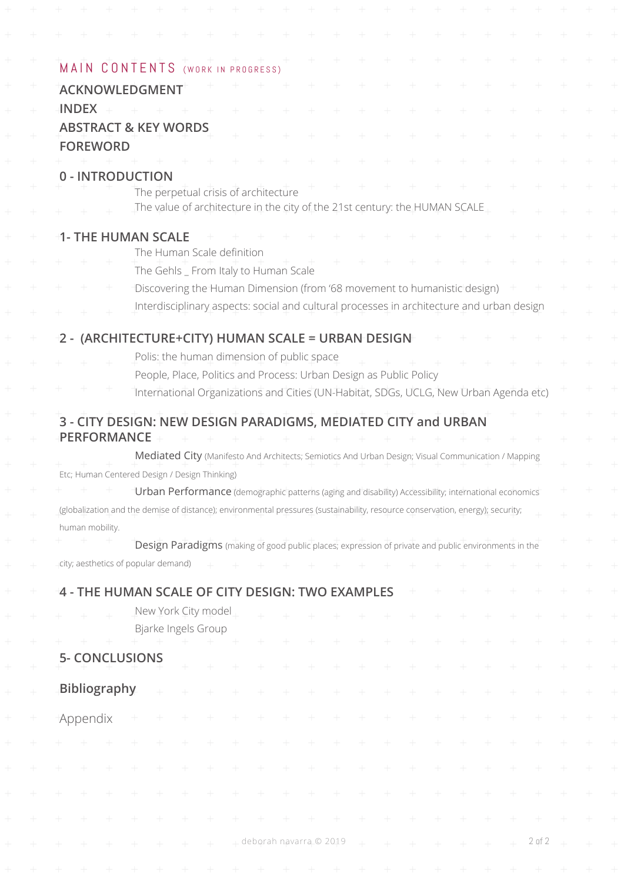# MAIN CONTENTS (WORK IN PROGRESS)

**ACKNOWLEDGMENT**

**INDEX**

**ABSTRACT & KEY WORDS**

**FOREWORD**

## 0 - INTRODUCTION

The perpetual crisis of architecture

The value of architecture in the city of the 21st century: the HUMAN SCALE

## 1- THE HUMAN SCALE

The Human Scale definition

The Gehls _ From Italy to Human Scale

Discovering the Human Dimension (from '68 movement to humanistic design)

Interdisciplinary aspects: social and cultural processes in architecture and urban design

## 2 - (ARCHITECTURE+CITY) HUMAN SCALE = URBAN DESIGN

Polis: the human dimension of public space

People, Place, Politics and Process: Urban Design as Public Policy

International Organizations and Cities (UN-Habitat, SDGs, UCLG, New Urban Agenda etc)

## 3 - CITY DESIGN: NEW DESIGN PARADIGMS, MEDIATED CITY and URBAN PERFORMANCE

Mediated City (Manifesto And Architects; Semiotics And Urban Design; Visual Communication / Mapping Etc; Human Centered Design / Design Thinking)

Urban Performance (demographic patterns (aging and disability) Accessibility; international economics (globalization and the demise of distance); environmental pressures (sustainability, resource conservation, energy); security; human mobility.

Design Paradigms (making of good public places; expression of private and public environments in the city; aesthetics of popular demand)

## 4 - THE HUMAN SCALE OF CITY DESIGN: TWO EXAMPLES

New York City model

Bjarke Ingels Group

## 5- CONCLUSIONS

## Bibliography

Appendix

deborah navarra © 2019